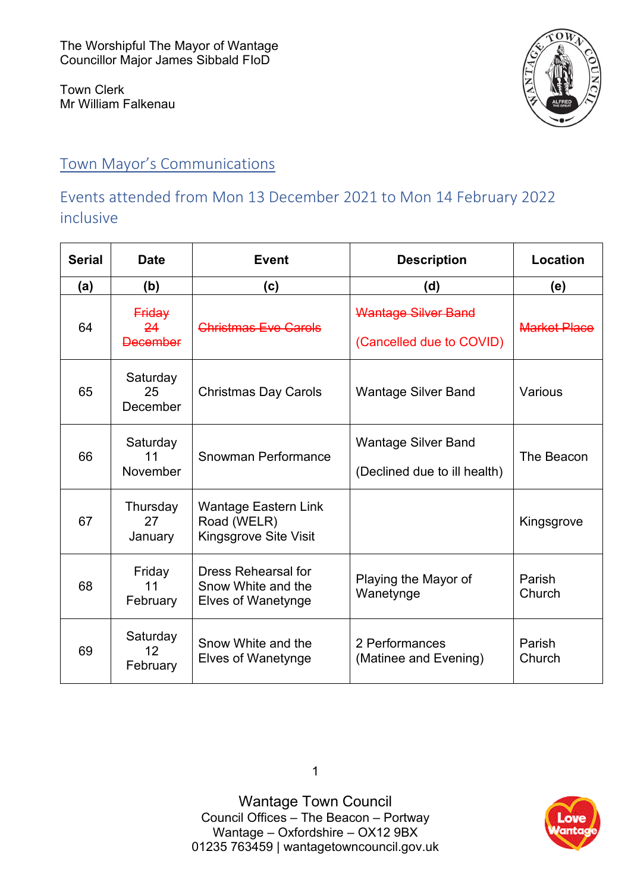The Worshipful The Mayor of Wantage
Councillor Major James Sibbald FIoD

Town Clerk
Mr William Falkenau

## Town Mayor's Communications

### Events attended from Mon 13 December 2021 to Mon 14 February 2022 inclusive

| Serial | Date | Event | Description | Location |
|---|---|---|---|---|
| (a) | (b) | (c) | (d) | (e) |
| 64 | ~~Friday 24 December~~ | ~~Christmas Eve Carols~~ | ~~Wantage Silver Band~~ (Cancelled due to COVID) | ~~Market Place~~ |
| 65 | Saturday 25 December | Christmas Day Carols | Wantage Silver Band | Various |
| 66 | Saturday 11 November | Snowman Performance | Wantage Silver Band (Declined due to ill health) | The Beacon |
| 67 | Thursday 27 January | Wantage Eastern Link Road (WELR) Kingsgrove Site Visit | | Kingsgrove |
| 68 | Friday 11 February | Dress Rehearsal for Snow White and the Elves of Wanetynge | Playing the Mayor of Wanetynge | Parish Church |
| 69 | Saturday 12 February | Snow White and the Elves of Wanetynge | 2 Performances (Matinee and Evening) | Parish Church |

Wantage Town Council
Council Offices – The Beacon – Portway
Wantage – Oxfordshire – OX12 9BX
01235 763459 | wantagetowncouncil.gov.uk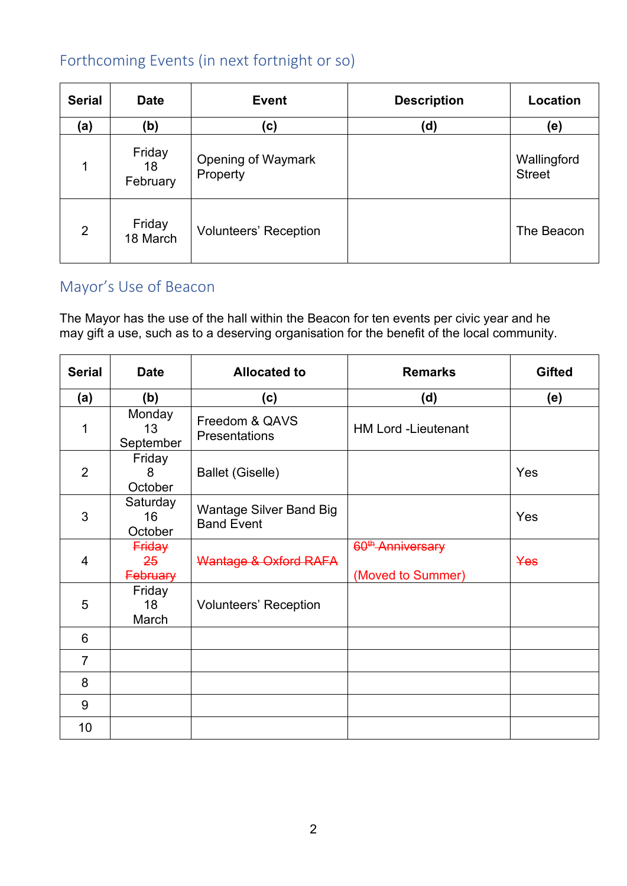## Forthcoming Events (in next fortnight or so)

| Serial | Date | Event | Description | Location |
|---|---|---|---|---|
| (a) | (b) | (c) | (d) | (e) |
| 1 | Friday 18 February | Opening of Waymark Property | | Wallingford Street |
| 2 | Friday 18 March | Volunteers' Reception | | The Beacon |

## Mayor's Use of Beacon

The Mayor has the use of the hall within the Beacon for ten events per civic year and he may gift a use, such as to a deserving organisation for the benefit of the local community.

| Serial | Date | Allocated to | Remarks | Gifted |
|---|---|---|---|---|
| (a) | (b) | (c) | (d) | (e) |
| 1 | Monday 13 September | Freedom & QAVS Presentations | HM Lord -Lieutenant | |
| 2 | Friday 8 October | Ballet (Giselle) | | Yes |
| 3 | Saturday 16 October | Wantage Silver Band Big Band Event | | Yes |
| 4 | ~~Friday 25 February~~ | ~~Wantage & Oxford RAFA~~ | ~~60th Anniversary~~ (Moved to Summer) | ~~Yes~~ |
| 5 | Friday 18 March | Volunteers' Reception | | |
| 6 | | | | |
| 7 | | | | |
| 8 | | | | |
| 9 | | | | |
| 10 | | | | |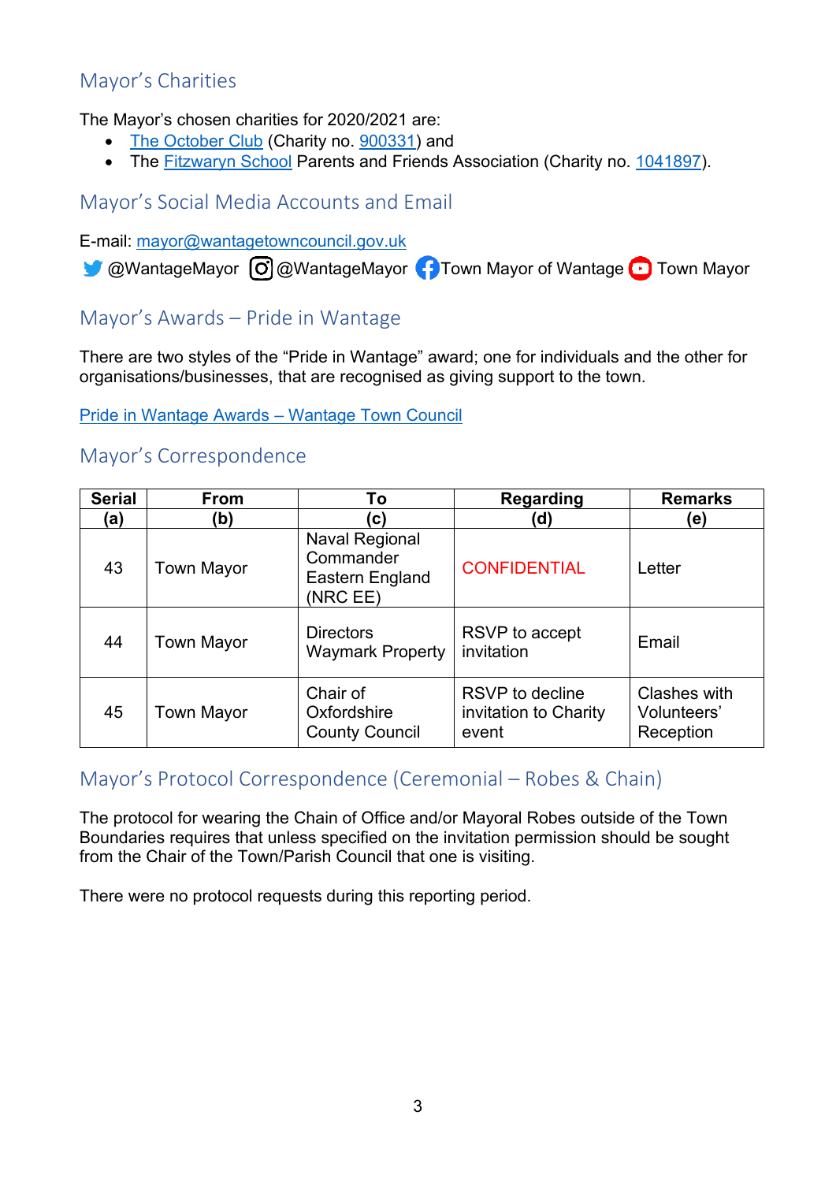## Mayor's Charities

The Mayor's chosen charities for 2020/2021 are:

- The October Club (Charity no. 900331) and
- The Fitzwaryn School Parents and Friends Association (Charity no. 1041897).

## Mayor's Social Media Accounts and Email

E-mail: mayor@wantagetowncouncil.gov.uk

@WantageMayor @WantageMayor Town Mayor of Wantage Town Mayor

## Mayor's Awards – Pride in Wantage

There are two styles of the "Pride in Wantage" award; one for individuals and the other for organisations/businesses, that are recognised as giving support to the town.

Pride in Wantage Awards – Wantage Town Council

## Mayor's Correspondence

| Serial (a) | From (b) | To (c) | Regarding (d) | Remarks (e) |
|---|---|---|---|---|
| 43 | Town Mayor | Naval Regional Commander Eastern England (NRC EE) | CONFIDENTIAL | Letter |
| 44 | Town Mayor | Directors Waymark Property | RSVP to accept invitation | Email |
| 45 | Town Mayor | Chair of Oxfordshire County Council | RSVP to decline invitation to Charity event | Clashes with Volunteers' Reception |

## Mayor's Protocol Correspondence (Ceremonial – Robes & Chain)

The protocol for wearing the Chain of Office and/or Mayoral Robes outside of the Town Boundaries requires that unless specified on the invitation permission should be sought from the Chair of the Town/Parish Council that one is visiting.

There were no protocol requests during this reporting period.